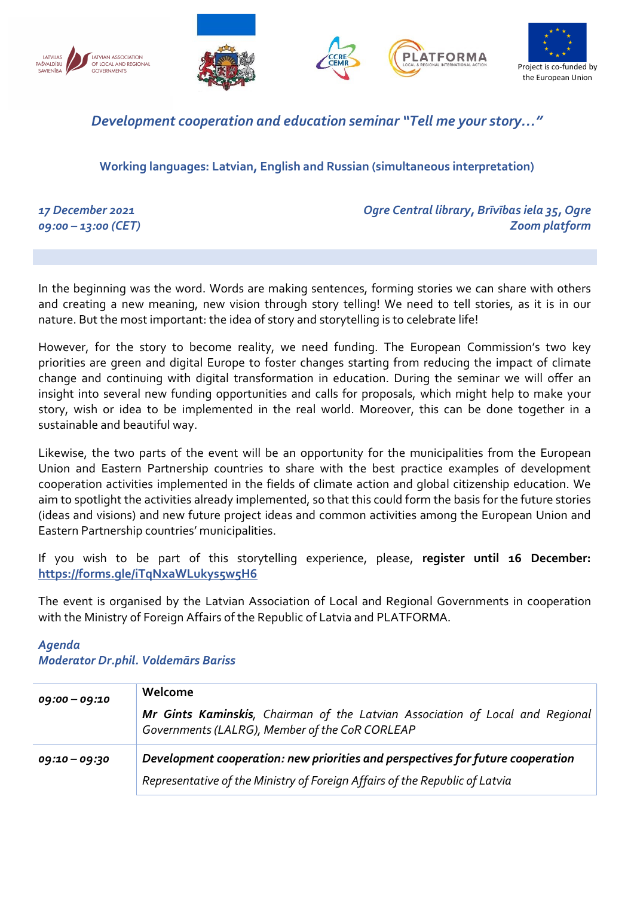Project is co-funded by the European Union

## *Development cooperation and education seminar "Tell me your story…"*

**Working languages: Latvian, English and Russian (simultaneous interpretation)**

*17 December 2021*
*09:00 – 13:00 (CET)*

*Ogre Central library, Brīvības iela 35, Ogre*
*Zoom platform*

In the beginning was the word. Words are making sentences, forming stories we can share with others and creating a new meaning, new vision through story telling! We need to tell stories, as it is in our nature. But the most important: the idea of story and storytelling is to celebrate life!

However, for the story to become reality, we need funding. The European Commission's two key priorities are green and digital Europe to foster changes starting from reducing the impact of climate change and continuing with digital transformation in education. During the seminar we will offer an insight into several new funding opportunities and calls for proposals, which might help to make your story, wish or idea to be implemented in the real world. Moreover, this can be done together in a sustainable and beautiful way.

Likewise, the two parts of the event will be an opportunity for the municipalities from the European Union and Eastern Partnership countries to share with the best practice examples of development cooperation activities implemented in the fields of climate action and global citizenship education. We aim to spotlight the activities already implemented, so that this could form the basis for the future stories (ideas and visions) and new future project ideas and common activities among the European Union and Eastern Partnership countries' municipalities.

If you wish to be part of this storytelling experience, please, **register until 16 December:** https://forms.gle/iTqNxaWLukys5w5H6

The event is organised by the Latvian Association of Local and Regional Governments in cooperation with the Ministry of Foreign Affairs of the Republic of Latvia and PLATFORMA.

*Agenda*
*Moderator Dr.phil. Voldemārs Bariss*

| | |
|---|---|
| *09:00 – 09:10* | **Welcome**<br>***Mr Gints Kaminskis***, *Chairman of the Latvian Association of Local and Regional Governments (LALRG), Member of the CoR CORLEAP* |
| *09:10 – 09:30* | ***Development cooperation: new priorities and perspectives for future cooperation***<br>*Representative of the Ministry of Foreign Affairs of the Republic of Latvia* |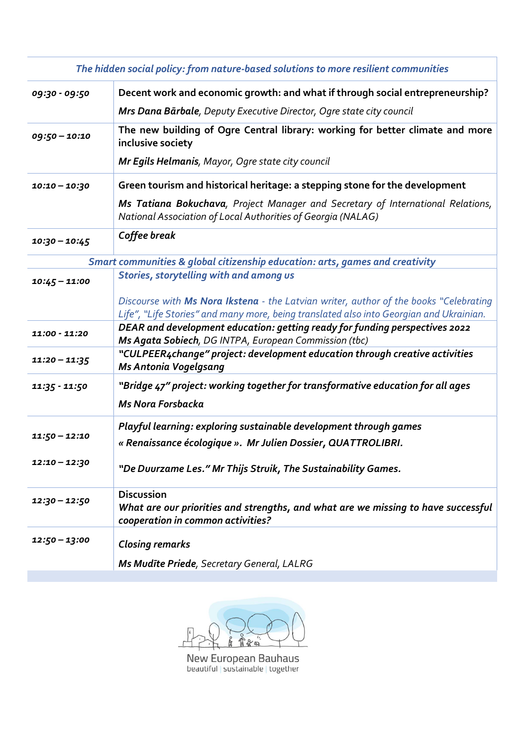| | |
|---|---|
| *The hidden social policy: from nature-based solutions to more resilient communities* | |
| *09:30 - 09:50* | **Decent work and economic growth: and what if through social entrepreneurship?**<br>***Mrs Dana Bārbale**, Deputy Executive Director, Ogre state city council* |
| *09:50 – 10:10* | **The new building of Ogre Central library: working for better climate and more inclusive society**<br>***Mr Egils Helmanis**, Mayor, Ogre state city council* |
| *10:10 – 10:30* | **Green tourism and historical heritage: a stepping stone for the development**<br>***Ms Tatiana Bokuchava**, Project Manager and Secretary of International Relations, National Association of Local Authorities of Georgia (NALAG)* |
| *10:30 – 10:45* | ***Coffee break*** |
| *Smart communities & global citizenship education: arts, games and creativity* | |
| *10:45 – 11:00* | ***Stories, storytelling with and among us***<br>*Discourse with **Ms Nora Ikstena** - the Latvian writer, author of the books "Celebrating Life", "Life Stories" and many more, being translated also into Georgian and Ukrainian.* |
| *11:00 - 11:20* | ***DEAR and development education: getting ready for funding perspectives 2022***<br>***Ms Agata Sobiech**, DG INTPA, European Commission (tbc)* |
| *11:20 – 11:35* | ***"CULPEER4change" project: development education through creative activities***<br>***Ms Antonia Vogelgsang*** |
| *11:35 - 11:50* | ***"Bridge 47" project: working together for transformative education for all ages***<br>***Ms Nora Forsbacka*** |
| *11:50 – 12:10*<br>*12:10 – 12:30* | ***Playful learning: exploring sustainable development through games***<br>***« Renaissance écologique ». Mr Julien Dossier, QUATTROLIBRI.***<br>***"De Duurzame Les." Mr Thijs Struik, The Sustainability Games.*** |
| *12:30 – 12:50* | **Discussion**<br>***What are our priorities and strengths, and what are we missing to have successful cooperation in common activities?*** |
| *12:50 – 13:00* | ***Closing remarks***<br>***Ms Mudīte Priede**, Secretary General, LALRG* |

New European Bauhaus
beautiful | sustainable | together